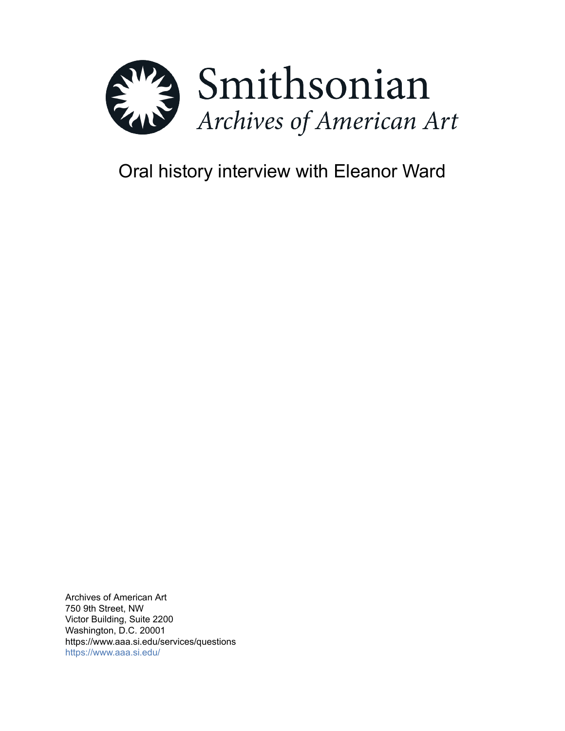# Smithsonian

*Archives of American Art*

## Oral history interview with Eleanor Ward

Archives of American Art
750 9th Street, NW
Victor Building, Suite 2200
Washington, D.C. 20001
https://www.aaa.si.edu/services/questions
https://www.aaa.si.edu/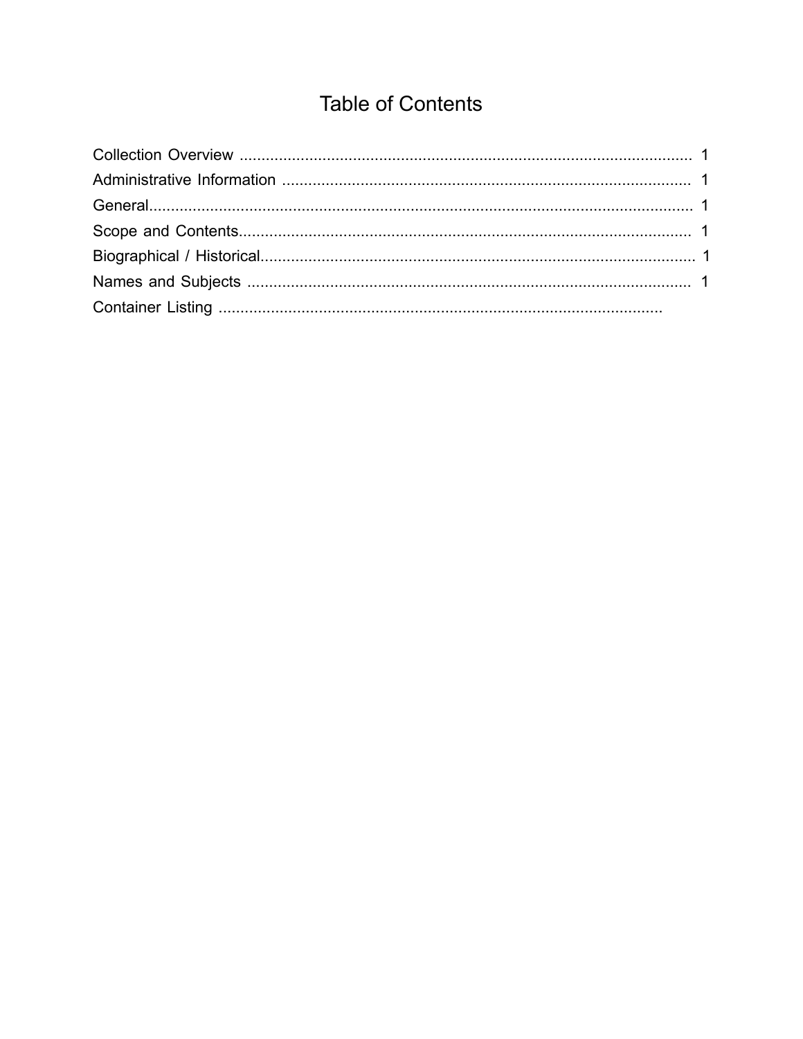# Table of Contents

Collection Overview ........................................................................................................ 1
Administrative Information ............................................................................................. 1
General............................................................................................................................ 1
Scope and Contents......................................................................................................... 1
Biographical / Historical.................................................................................................. 1
Names and Subjects ....................................................................................................... 1
Container Listing ......................................................................................................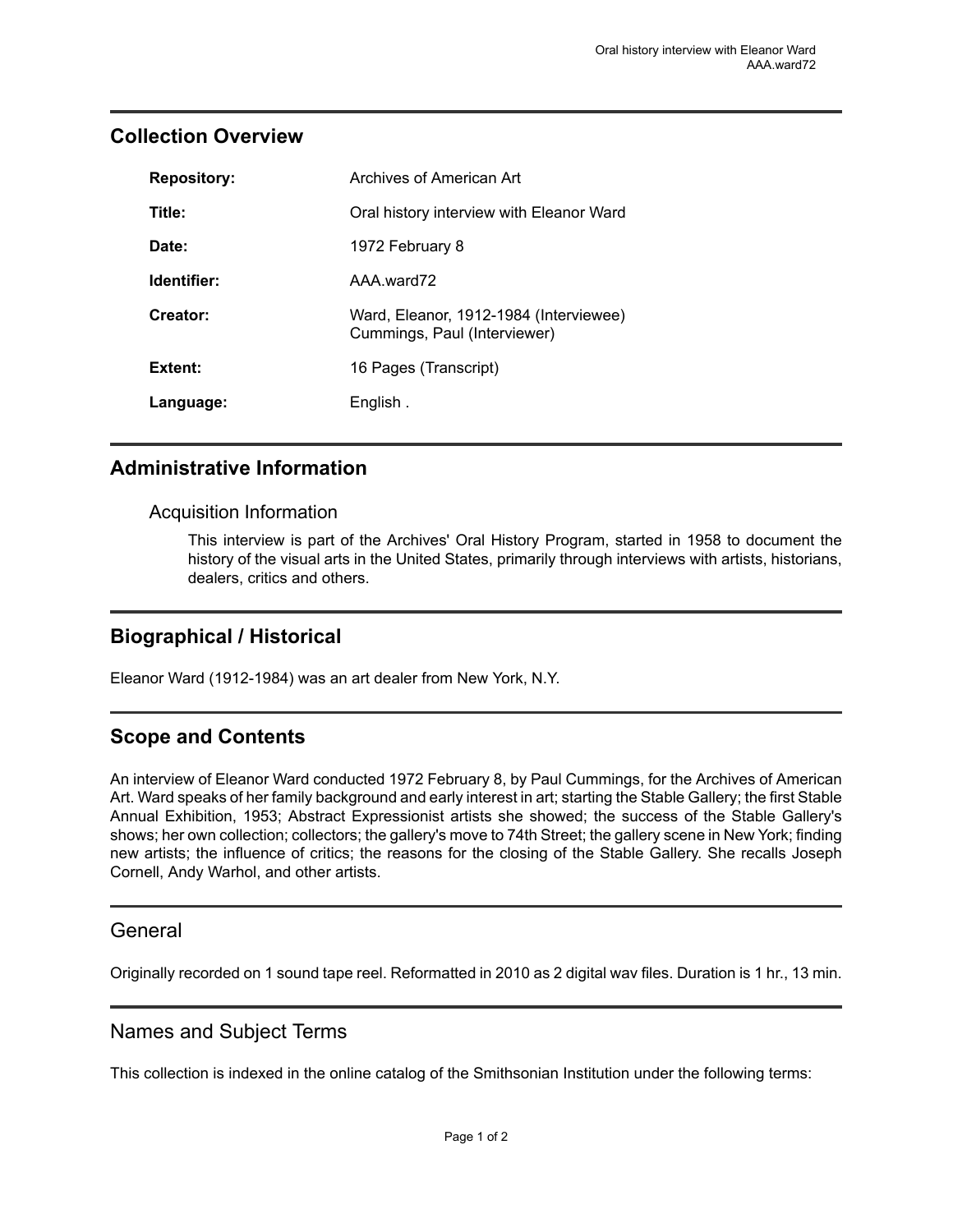## Collection Overview

| | |
|---|---|
| **Repository:** | Archives of American Art |
| **Title:** | Oral history interview with Eleanor Ward |
| **Date:** | 1972 February 8 |
| **Identifier:** | AAA.ward72 |
| **Creator:** | Ward, Eleanor, 1912-1984 (Interviewee)<br>Cummings, Paul (Interviewer) |
| **Extent:** | 16 Pages (Transcript) |
| **Language:** | English . |

## Administrative Information

### Acquisition Information

This interview is part of the Archives' Oral History Program, started in 1958 to document the history of the visual arts in the United States, primarily through interviews with artists, historians, dealers, critics and others.

## Biographical / Historical

Eleanor Ward (1912-1984) was an art dealer from New York, N.Y.

## Scope and Contents

An interview of Eleanor Ward conducted 1972 February 8, by Paul Cummings, for the Archives of American Art. Ward speaks of her family background and early interest in art; starting the Stable Gallery; the first Stable Annual Exhibition, 1953; Abstract Expressionist artists she showed; the success of the Stable Gallery's shows; her own collection; collectors; the gallery's move to 74th Street; the gallery scene in New York; finding new artists; the influence of critics; the reasons for the closing of the Stable Gallery. She recalls Joseph Cornell, Andy Warhol, and other artists.

## General

Originally recorded on 1 sound tape reel. Reformatted in 2010 as 2 digital wav files. Duration is 1 hr., 13 min.

## Names and Subject Terms

This collection is indexed in the online catalog of the Smithsonian Institution under the following terms: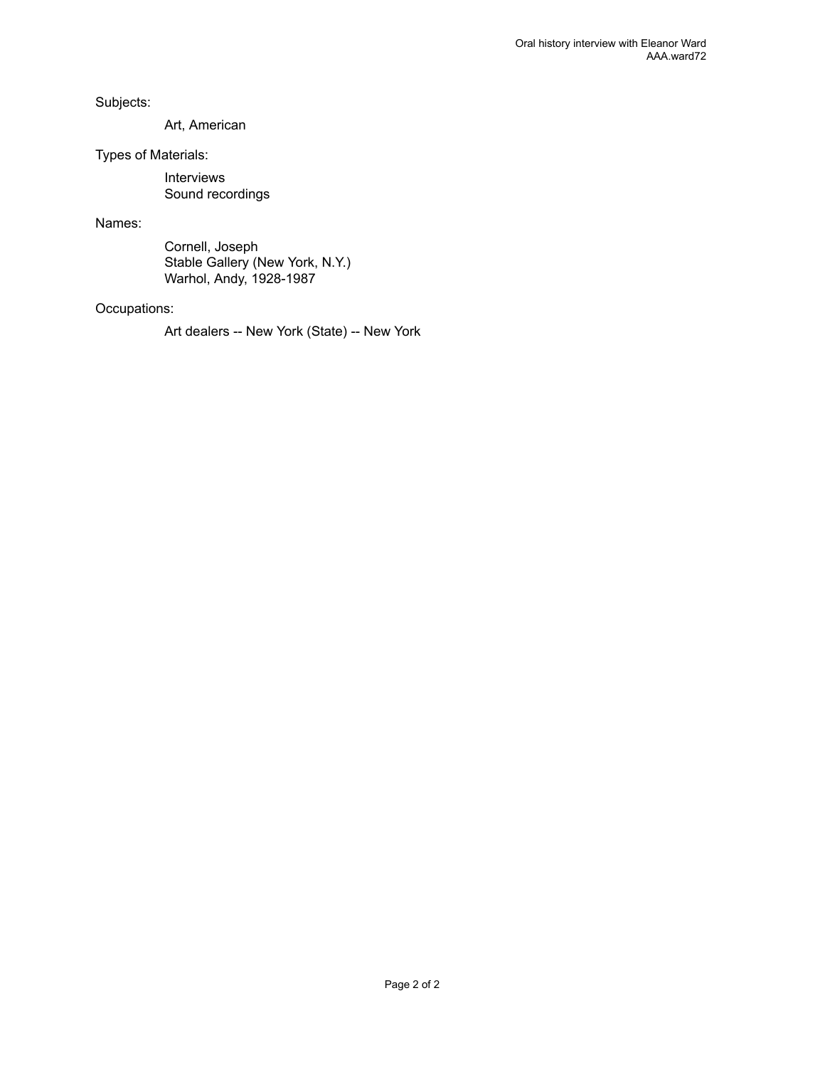Subjects:

Art, American

Types of Materials:

Interviews
Sound recordings

Names:

Cornell, Joseph
Stable Gallery (New York, N.Y.)
Warhol, Andy, 1928-1987

Occupations:

Art dealers -- New York (State) -- New York